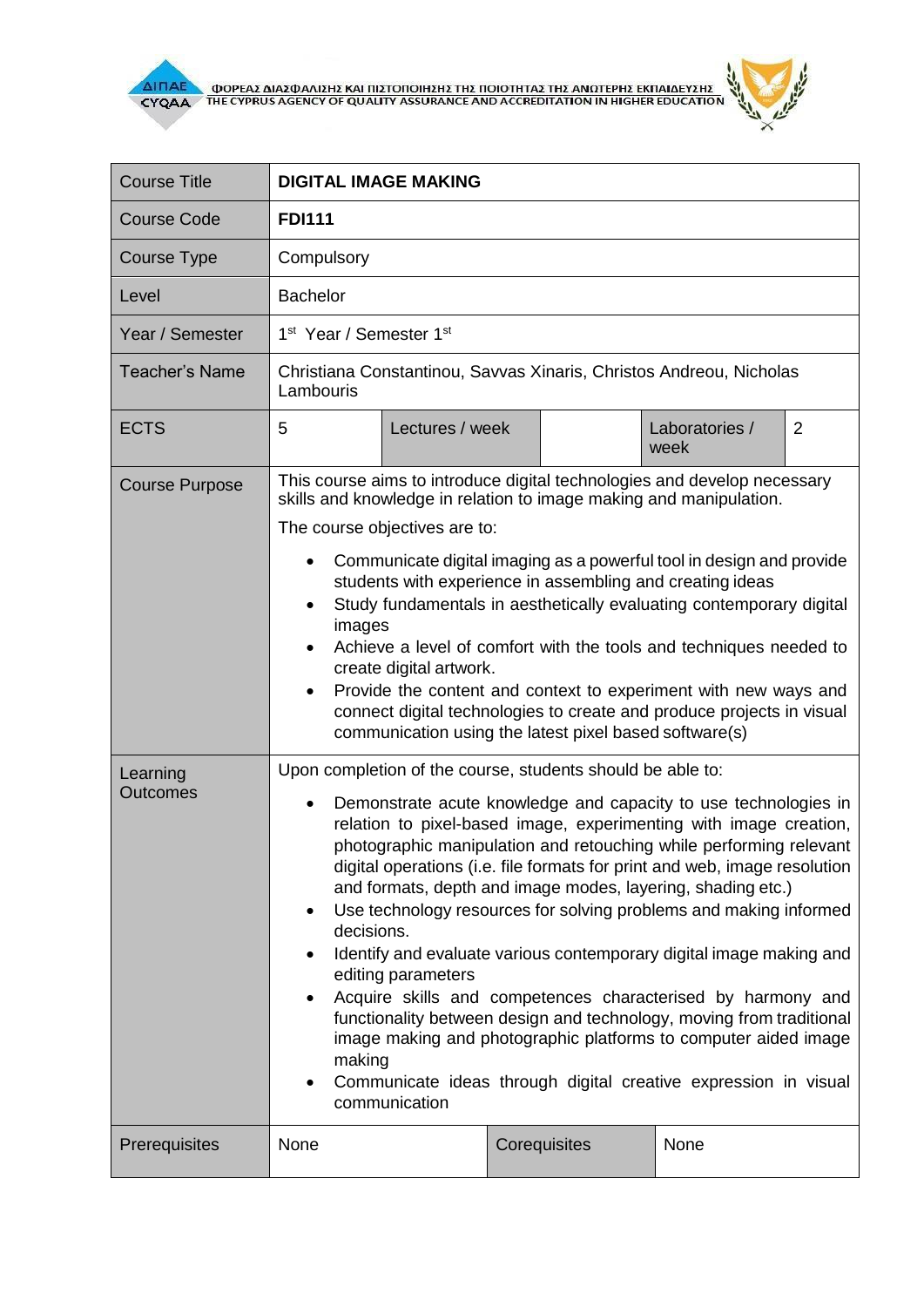| Course Title | **DIGITAL IMAGE MAKING** | | | |
|---|---|---|---|---|
| Course Code | **FDI111** | | | |
| Course Type | Compulsory | | | |
| Level | Bachelor | | | |
| Year / Semester | 1st Year / Semester 1st | | | |
| Teacher's Name | Christiana Constantinou, Savvas Xinaris, Christos Andreou, Nicholas Lambouris | | | |
| ECTS | 5 | Lectures / week | | Laboratories / week | 2 |
| Course Purpose | This course aims to introduce digital technologies and develop necessary skills and knowledge in relation to image making and manipulation.<br><br>The course objectives are to:<br><br>• Communicate digital imaging as a powerful tool in design and provide students with experience in assembling and creating ideas<br>• Study fundamentals in aesthetically evaluating contemporary digital images<br>• Achieve a level of comfort with the tools and techniques needed to create digital artwork.<br>• Provide the content and context to experiment with new ways and connect digital technologies to create and produce projects in visual communication using the latest pixel based software(s) | | | |
| Learning Outcomes | Upon completion of the course, students should be able to:<br><br>• Demonstrate acute knowledge and capacity to use technologies in relation to pixel-based image, experimenting with image creation, photographic manipulation and retouching while performing relevant digital operations (i.e. file formats for print and web, image resolution and formats, depth and image modes, layering, shading etc.)<br>• Use technology resources for solving problems and making informed decisions.<br>• Identify and evaluate various contemporary digital image making and editing parameters<br>• Acquire skills and competences characterised by harmony and functionality between design and technology, moving from traditional image making and photographic platforms to computer aided image making<br>• Communicate ideas through digital creative expression in visual communication | | | |
| Prerequisites | None | Corequisites | None | |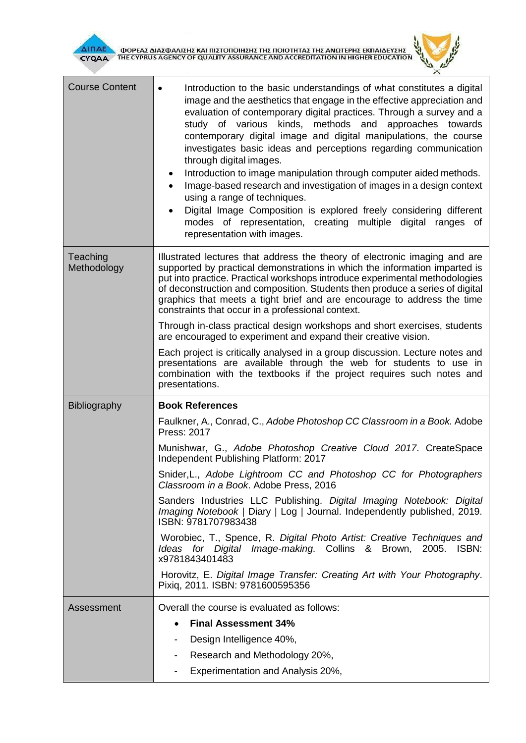| Course Content | • Introduction to the basic understandings of what constitutes a digital image and the aesthetics that engage in the effective appreciation and evaluation of contemporary digital practices. Through a survey and a study of various kinds, methods and approaches towards contemporary digital image and digital manipulations, the course investigates basic ideas and perceptions regarding communication through digital images.<br>• Introduction to image manipulation through computer aided methods.<br>• Image-based research and investigation of images in a design context using a range of techniques.<br>• Digital Image Composition is explored freely considering different modes of representation, creating multiple digital ranges of representation with images. |
|---|---|
| Teaching Methodology | Illustrated lectures that address the theory of electronic imaging and are supported by practical demonstrations in which the information imparted is put into practice. Practical workshops introduce experimental methodologies of deconstruction and composition. Students then produce a series of digital graphics that meets a tight brief and are encourage to address the time constraints that occur in a professional context.<br><br>Through in-class practical design workshops and short exercises, students are encouraged to experiment and expand their creative vision.<br><br>Each project is critically analysed in a group discussion. Lecture notes and presentations are available through the web for students to use in combination with the textbooks if the project requires such notes and presentations. |
| Bibliography | **Book References**<br><br>Faulkner, A., Conrad, C., *Adobe Photoshop CC Classroom in a Book.* Adobe Press: 2017<br><br>Munishwar, G., *Adobe Photoshop Creative Cloud 2017*. CreateSpace Independent Publishing Platform: 2017<br><br>Snider,L., *Adobe Lightroom CC and Photoshop CC for Photographers Classroom in a Book*. Adobe Press, 2016<br><br>Sanders Industries LLC Publishing. *Digital Imaging Notebook: Digital Imaging Notebook* \| Diary \| Log \| Journal. Independently published, 2019. ISBN: 9781707983438<br><br>Worobiec, T., Spence, R. *Digital Photo Artist: Creative Techniques and Ideas for Digital Image-making*. Collins & Brown, 2005. ISBN: x9781843401483<br><br>Horovitz, E. *Digital Image Transfer: Creating Art with Your Photography*. Pixiq, 2011. ISBN: 9781600595356 |
| Assessment | Overall the course is evaluated as follows:<br>• **Final Assessment 34%**<br>- Design Intelligence 40%,<br>- Research and Methodology 20%,<br>- Experimentation and Analysis 20%, |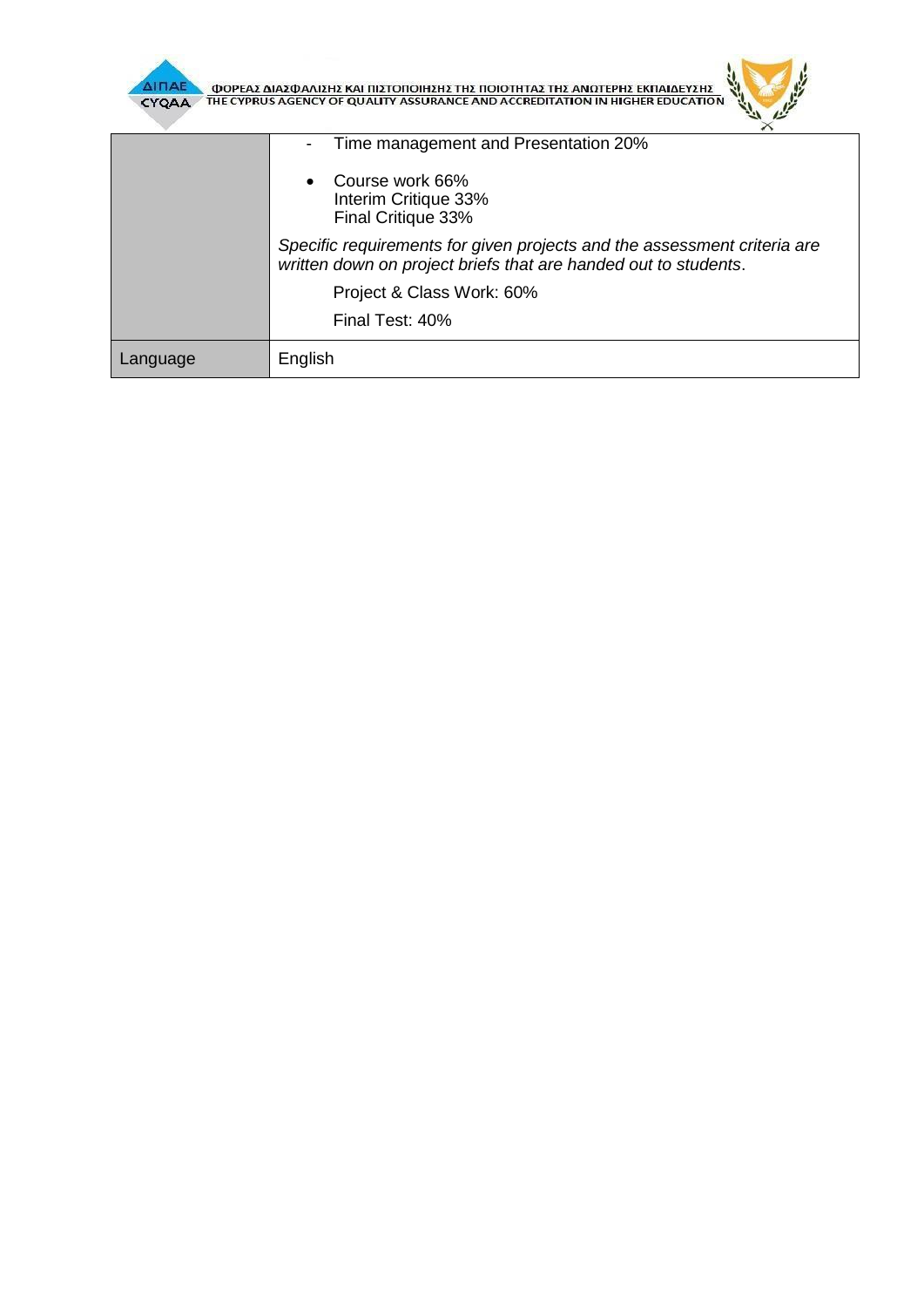| | |
|---|---|
| | - Time management and Presentation 20%<br><br>• Course work 66%<br>Interim Critique 33%<br>Final Critique 33%<br><br>*Specific requirements for given projects and the assessment criteria are written down on project briefs that are handed out to students*.<br><br>Project & Class Work: 60%<br><br>Final Test: 40% |
| Language | English |